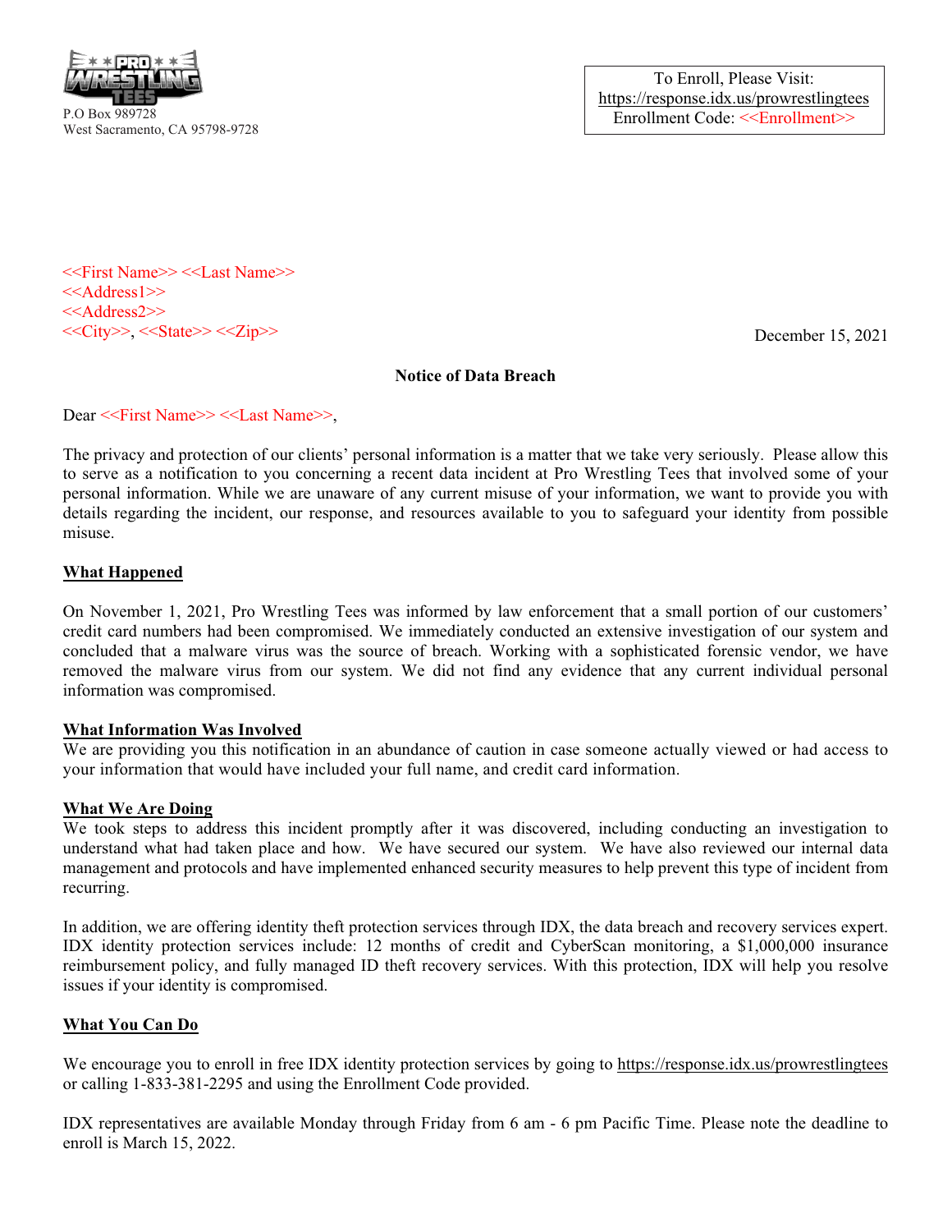P.O Box 989728
West Sacramento, CA 95798-9728

To Enroll, Please Visit:
https://response.idx.us/prowrestlingtees
Enrollment Code: <<Enrollment>>

<<First Name>> <<Last Name>>
<<Address1>>
<<Address2>>
<<City>>, <<State>> <<Zip>>

December 15, 2021

**Notice of Data Breach**

Dear <<First Name>> <<Last Name>>,

The privacy and protection of our clients' personal information is a matter that we take very seriously. Please allow this to serve as a notification to you concerning a recent data incident at Pro Wrestling Tees that involved some of your personal information. While we are unaware of any current misuse of your information, we want to provide you with details regarding the incident, our response, and resources available to you to safeguard your identity from possible misuse.

**What Happened**

On November 1, 2021, Pro Wrestling Tees was informed by law enforcement that a small portion of our customers' credit card numbers had been compromised. We immediately conducted an extensive investigation of our system and concluded that a malware virus was the source of breach. Working with a sophisticated forensic vendor, we have removed the malware virus from our system. We did not find any evidence that any current individual personal information was compromised.

**What Information Was Involved**

We are providing you this notification in an abundance of caution in case someone actually viewed or had access to your information that would have included your full name, and credit card information.

**What We Are Doing**

We took steps to address this incident promptly after it was discovered, including conducting an investigation to understand what had taken place and how. We have secured our system. We have also reviewed our internal data management and protocols and have implemented enhanced security measures to help prevent this type of incident from recurring.

In addition, we are offering identity theft protection services through IDX, the data breach and recovery services expert. IDX identity protection services include: 12 months of credit and CyberScan monitoring, a $1,000,000 insurance reimbursement policy, and fully managed ID theft recovery services. With this protection, IDX will help you resolve issues if your identity is compromised.

**What You Can Do**

We encourage you to enroll in free IDX identity protection services by going to https://response.idx.us/prowrestlingtees or calling 1-833-381-2295 and using the Enrollment Code provided.

IDX representatives are available Monday through Friday from 6 am - 6 pm Pacific Time. Please note the deadline to enroll is March 15, 2022.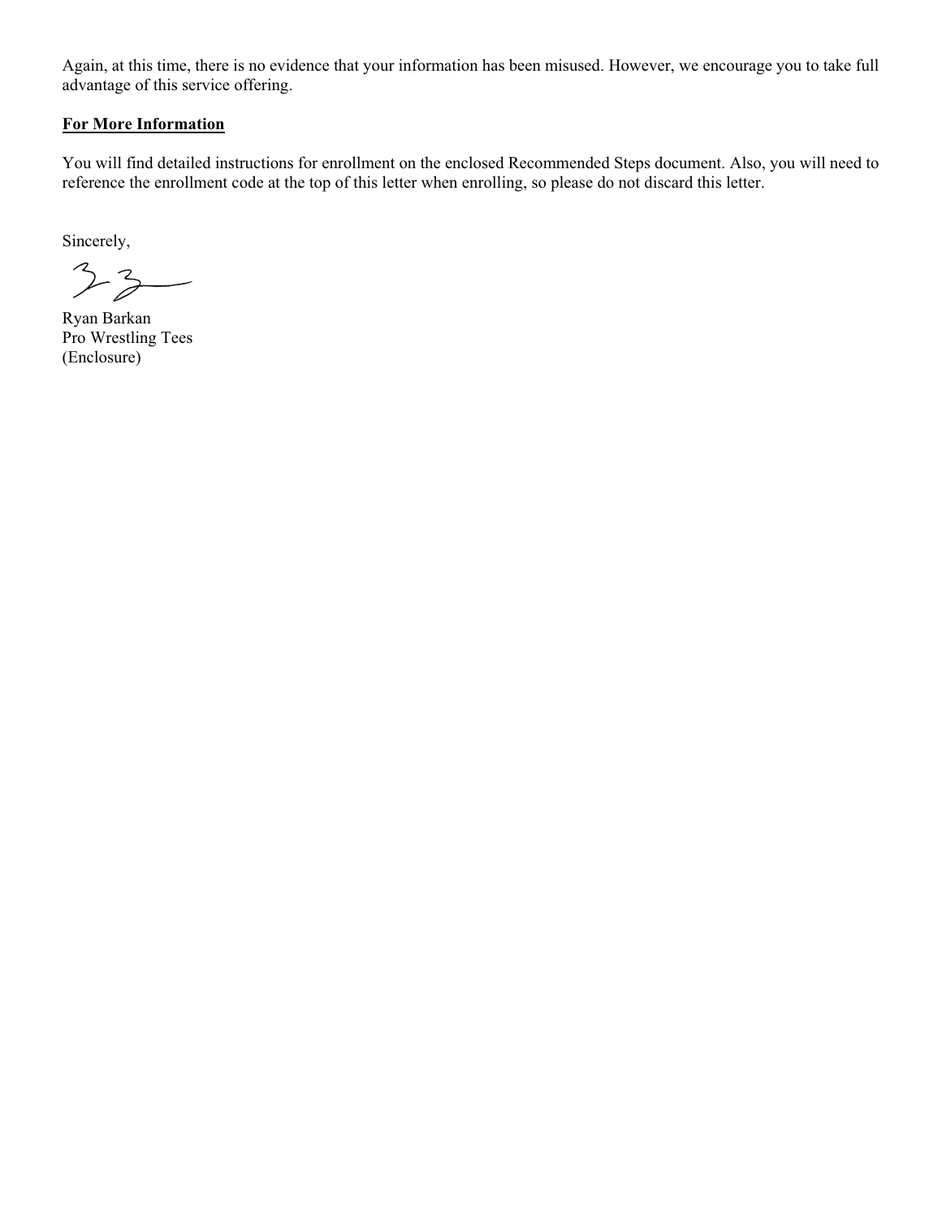Again, at this time, there is no evidence that your information has been misused. However, we encourage you to take full advantage of this service offering.

**For More Information**

You will find detailed instructions for enrollment on the enclosed Recommended Steps document. Also, you will need to reference the enrollment code at the top of this letter when enrolling, so please do not discard this letter.

Sincerely,

Ryan Barkan
Pro Wrestling Tees
(Enclosure)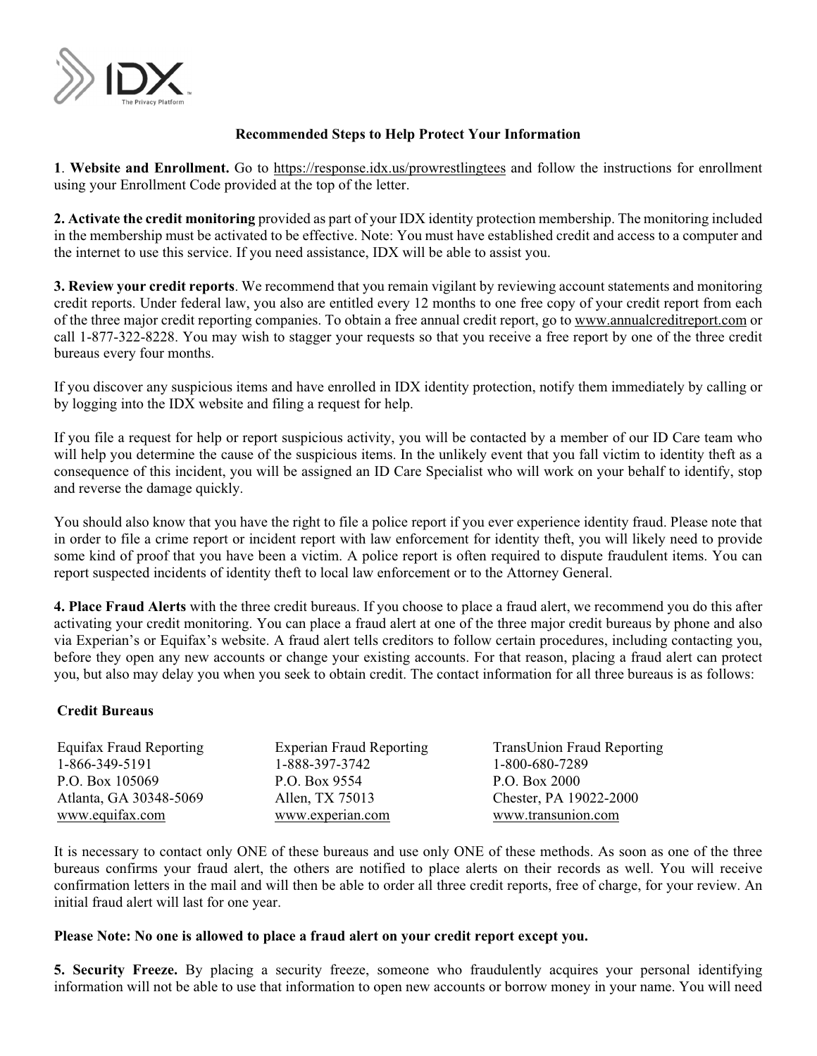**Recommended Steps to Help Protect Your Information**

**1**. **Website and Enrollment.** Go to https://response.idx.us/prowrestlingtees and follow the instructions for enrollment using your Enrollment Code provided at the top of the letter.

**2. Activate the credit monitoring** provided as part of your IDX identity protection membership. The monitoring included in the membership must be activated to be effective. Note: You must have established credit and access to a computer and the internet to use this service. If you need assistance, IDX will be able to assist you.

**3. Review your credit reports**. We recommend that you remain vigilant by reviewing account statements and monitoring credit reports. Under federal law, you also are entitled every 12 months to one free copy of your credit report from each of the three major credit reporting companies. To obtain a free annual credit report, go to www.annualcreditreport.com or call 1-877-322-8228. You may wish to stagger your requests so that you receive a free report by one of the three credit bureaus every four months.

If you discover any suspicious items and have enrolled in IDX identity protection, notify them immediately by calling or by logging into the IDX website and filing a request for help.

If you file a request for help or report suspicious activity, you will be contacted by a member of our ID Care team who will help you determine the cause of the suspicious items. In the unlikely event that you fall victim to identity theft as a consequence of this incident, you will be assigned an ID Care Specialist who will work on your behalf to identify, stop and reverse the damage quickly.

You should also know that you have the right to file a police report if you ever experience identity fraud. Please note that in order to file a crime report or incident report with law enforcement for identity theft, you will likely need to provide some kind of proof that you have been a victim. A police report is often required to dispute fraudulent items. You can report suspected incidents of identity theft to local law enforcement or to the Attorney General.

**4. Place Fraud Alerts** with the three credit bureaus. If you choose to place a fraud alert, we recommend you do this after activating your credit monitoring. You can place a fraud alert at one of the three major credit bureaus by phone and also via Experian's or Equifax's website. A fraud alert tells creditors to follow certain procedures, including contacting you, before they open any new accounts or change your existing accounts. For that reason, placing a fraud alert can protect you, but also may delay you when you seek to obtain credit. The contact information for all three bureaus is as follows:

**Credit Bureaus**

| Equifax Fraud Reporting | Experian Fraud Reporting | TransUnion Fraud Reporting |
|---|---|---|
| 1-866-349-5191 | 1-888-397-3742 | 1-800-680-7289 |
| P.O. Box 105069 | P.O. Box 9554 | P.O. Box 2000 |
| Atlanta, GA 30348-5069 | Allen, TX 75013 | Chester, PA 19022-2000 |
| www.equifax.com | www.experian.com | www.transunion.com |

It is necessary to contact only ONE of these bureaus and use only ONE of these methods. As soon as one of the three bureaus confirms your fraud alert, the others are notified to place alerts on their records as well. You will receive confirmation letters in the mail and will then be able to order all three credit reports, free of charge, for your review. An initial fraud alert will last for one year.

**Please Note: No one is allowed to place a fraud alert on your credit report except you.**

**5. Security Freeze.** By placing a security freeze, someone who fraudulently acquires your personal identifying information will not be able to use that information to open new accounts or borrow money in your name. You will need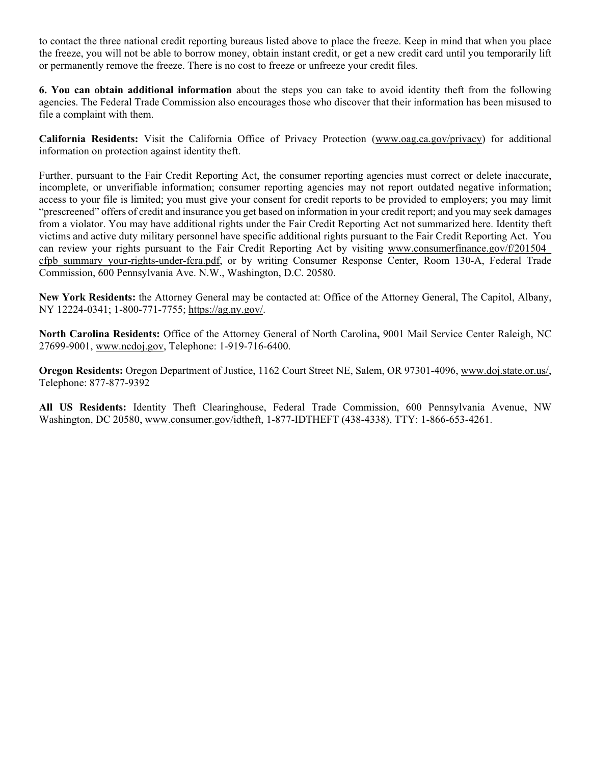to contact the three national credit reporting bureaus listed above to place the freeze. Keep in mind that when you place the freeze, you will not be able to borrow money, obtain instant credit, or get a new credit card until you temporarily lift or permanently remove the freeze. There is no cost to freeze or unfreeze your credit files.

**6. You can obtain additional information** about the steps you can take to avoid identity theft from the following agencies. The Federal Trade Commission also encourages those who discover that their information has been misused to file a complaint with them.

**California Residents:** Visit the California Office of Privacy Protection (www.oag.ca.gov/privacy) for additional information on protection against identity theft.

Further, pursuant to the Fair Credit Reporting Act, the consumer reporting agencies must correct or delete inaccurate, incomplete, or unverifiable information; consumer reporting agencies may not report outdated negative information; access to your file is limited; you must give your consent for credit reports to be provided to employers; you may limit "prescreened" offers of credit and insurance you get based on information in your credit report; and you may seek damages from a violator. You may have additional rights under the Fair Credit Reporting Act not summarized here. Identity theft victims and active duty military personnel have specific additional rights pursuant to the Fair Credit Reporting Act. You can review your rights pursuant to the Fair Credit Reporting Act by visiting www.consumerfinance.gov/f/201504_cfpb_summary_your-rights-under-fcra.pdf, or by writing Consumer Response Center, Room 130-A, Federal Trade Commission, 600 Pennsylvania Ave. N.W., Washington, D.C. 20580.

**New York Residents:** the Attorney General may be contacted at: Office of the Attorney General, The Capitol, Albany, NY 12224-0341; 1-800-771-7755; https://ag.ny.gov/.

**North Carolina Residents:** Office of the Attorney General of North Carolina**,** 9001 Mail Service Center Raleigh, NC 27699-9001, www.ncdoj.gov, Telephone: 1-919-716-6400.

**Oregon Residents:** Oregon Department of Justice, 1162 Court Street NE, Salem, OR 97301-4096, www.doj.state.or.us/, Telephone: 877-877-9392

**All US Residents:** Identity Theft Clearinghouse, Federal Trade Commission, 600 Pennsylvania Avenue, NW Washington, DC 20580, www.consumer.gov/idtheft, 1-877-IDTHEFT (438-4338), TTY: 1-866-653-4261.